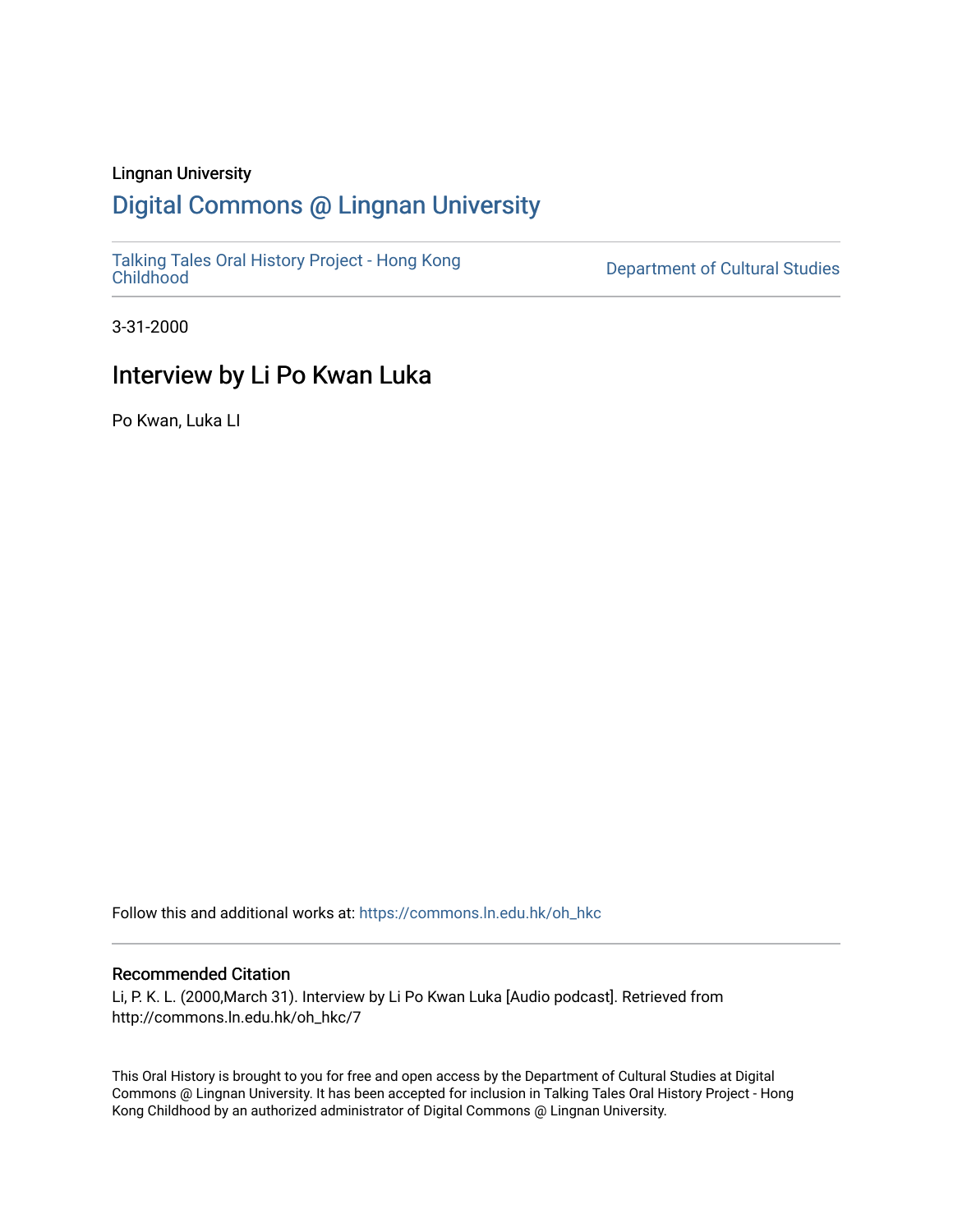Lingnan University

# Digital Commons @ Lingnan University

Talking Tales Oral History Project - Hong Kong Childhood

Department of Cultural Studies

3-31-2000

## Interview by Li Po Kwan Luka

Po Kwan, Luka LI

Follow this and additional works at: https://commons.ln.edu.hk/oh_hkc

### Recommended Citation

Li, P. K. L. (2000,March 31). Interview by Li Po Kwan Luka [Audio podcast]. Retrieved from http://commons.ln.edu.hk/oh_hkc/7

This Oral History is brought to you for free and open access by the Department of Cultural Studies at Digital Commons @ Lingnan University. It has been accepted for inclusion in Talking Tales Oral History Project - Hong Kong Childhood by an authorized administrator of Digital Commons @ Lingnan University.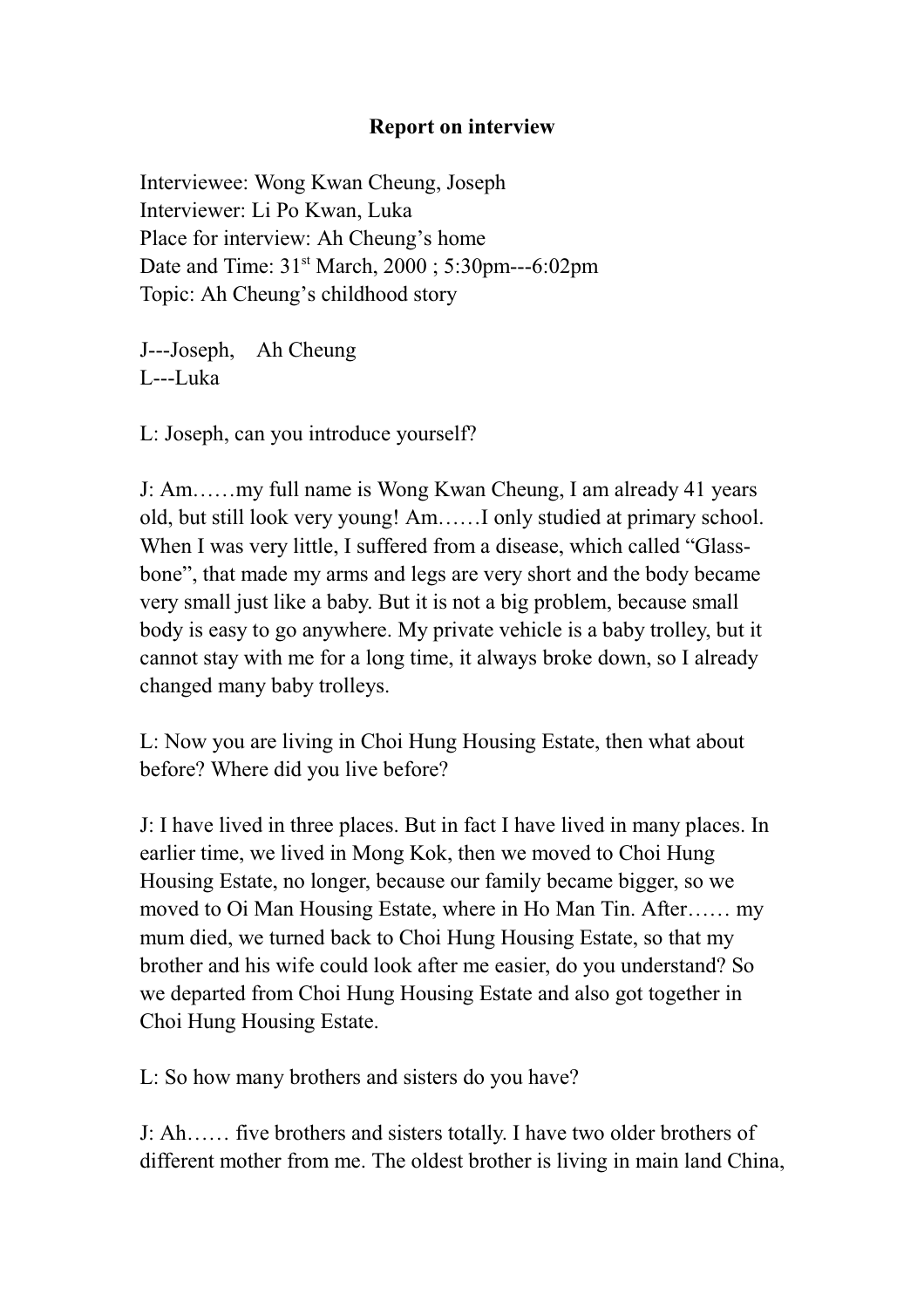**Report on interview**

Interviewee: Wong Kwan Cheung, Joseph
Interviewer: Li Po Kwan, Luka
Place for interview: Ah Cheung's home
Date and Time: 31st March, 2000 ; 5:30pm---6:02pm
Topic: Ah Cheung's childhood story

J---Joseph, Ah Cheung
L---Luka

L: Joseph, can you introduce yourself?

J: Am……my full name is Wong Kwan Cheung, I am already 41 years old, but still look very young! Am……I only studied at primary school. When I was very little, I suffered from a disease, which called "Glass-bone", that made my arms and legs are very short and the body became very small just like a baby. But it is not a big problem, because small body is easy to go anywhere. My private vehicle is a baby trolley, but it cannot stay with me for a long time, it always broke down, so I already changed many baby trolleys.

L: Now you are living in Choi Hung Housing Estate, then what about before? Where did you live before?

J: I have lived in three places. But in fact I have lived in many places. In earlier time, we lived in Mong Kok, then we moved to Choi Hung Housing Estate, no longer, because our family became bigger, so we moved to Oi Man Housing Estate, where in Ho Man Tin. After…… my mum died, we turned back to Choi Hung Housing Estate, so that my brother and his wife could look after me easier, do you understand? So we departed from Choi Hung Housing Estate and also got together in Choi Hung Housing Estate.

L: So how many brothers and sisters do you have?

J: Ah…… five brothers and sisters totally. I have two older brothers of different mother from me. The oldest brother is living in main land China,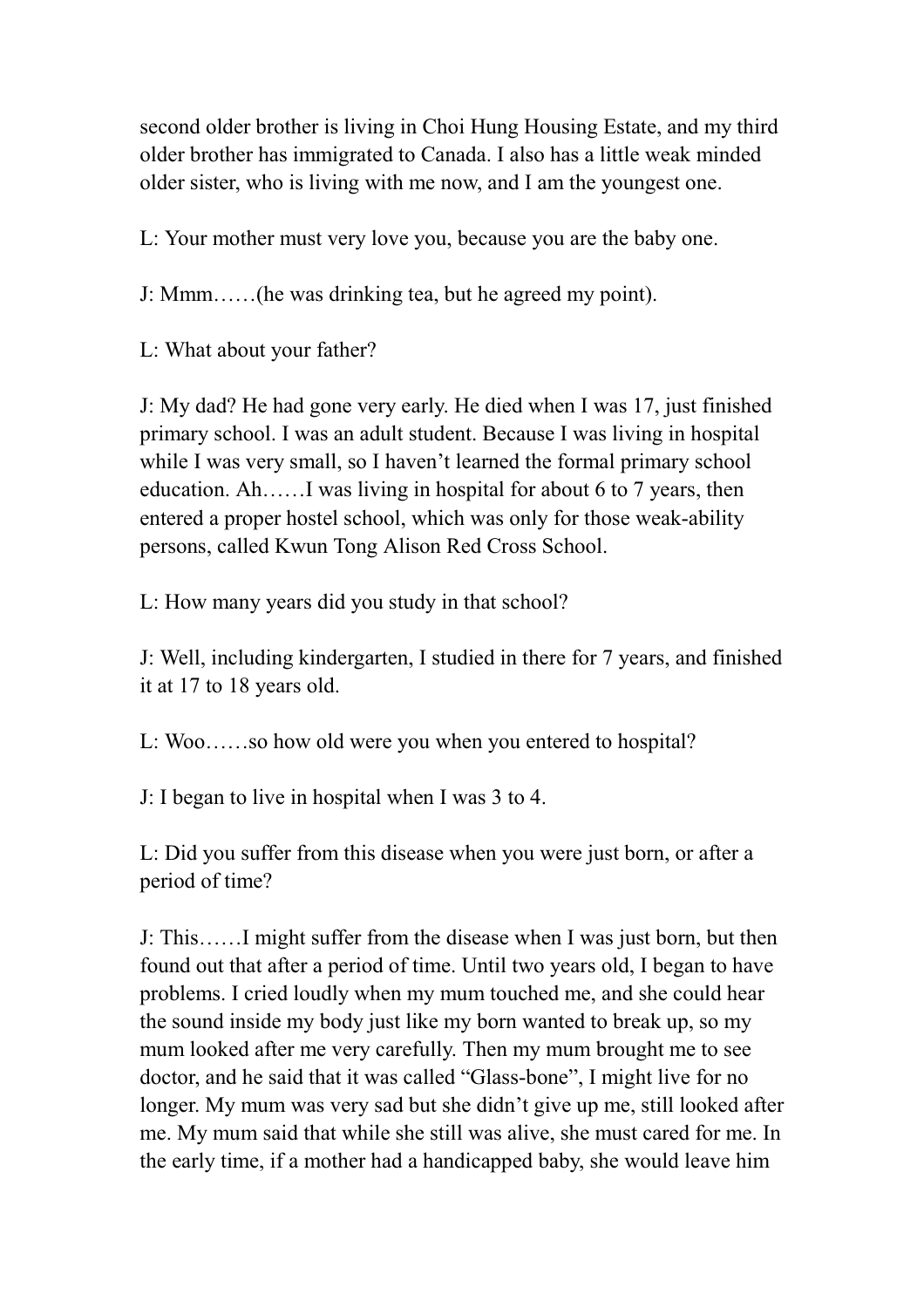second older brother is living in Choi Hung Housing Estate, and my third older brother has immigrated to Canada. I also has a little weak minded older sister, who is living with me now, and I am the youngest one.

L: Your mother must very love you, because you are the baby one.

J: Mmm……(he was drinking tea, but he agreed my point).

L: What about your father?

J: My dad? He had gone very early. He died when I was 17, just finished primary school. I was an adult student. Because I was living in hospital while I was very small, so I haven't learned the formal primary school education. Ah……I was living in hospital for about 6 to 7 years, then entered a proper hostel school, which was only for those weak-ability persons, called Kwun Tong Alison Red Cross School.

L: How many years did you study in that school?

J: Well, including kindergarten, I studied in there for 7 years, and finished it at 17 to 18 years old.

L: Woo……so how old were you when you entered to hospital?

J: I began to live in hospital when I was 3 to 4.

L: Did you suffer from this disease when you were just born, or after a period of time?

J: This……I might suffer from the disease when I was just born, but then found out that after a period of time. Until two years old, I began to have problems. I cried loudly when my mum touched me, and she could hear the sound inside my body just like my born wanted to break up, so my mum looked after me very carefully. Then my mum brought me to see doctor, and he said that it was called "Glass-bone", I might live for no longer. My mum was very sad but she didn't give up me, still looked after me. My mum said that while she still was alive, she must cared for me. In the early time, if a mother had a handicapped baby, she would leave him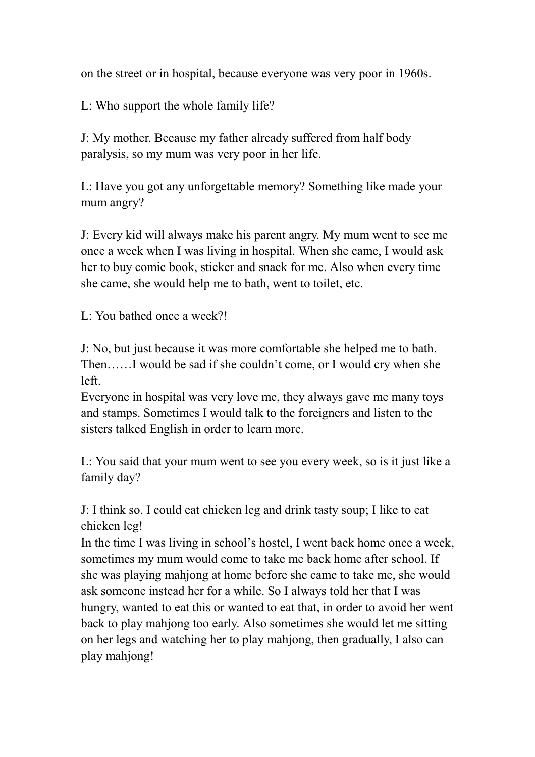on the street or in hospital, because everyone was very poor in 1960s.

L: Who support the whole family life?

J: My mother. Because my father already suffered from half body paralysis, so my mum was very poor in her life.

L: Have you got any unforgettable memory? Something like made your mum angry?

J: Every kid will always make his parent angry. My mum went to see me once a week when I was living in hospital. When she came, I would ask her to buy comic book, sticker and snack for me. Also when every time she came, she would help me to bath, went to toilet, etc.

L: You bathed once a week?!

J: No, but just because it was more comfortable she helped me to bath. Then……I would be sad if she couldn't come, or I would cry when she left.
Everyone in hospital was very love me, they always gave me many toys and stamps. Sometimes I would talk to the foreigners and listen to the sisters talked English in order to learn more.

L: You said that your mum went to see you every week, so is it just like a family day?

J: I think so. I could eat chicken leg and drink tasty soup; I like to eat chicken leg!
In the time I was living in school's hostel, I went back home once a week, sometimes my mum would come to take me back home after school. If she was playing mahjong at home before she came to take me, she would ask someone instead her for a while. So I always told her that I was hungry, wanted to eat this or wanted to eat that, in order to avoid her went back to play mahjong too early. Also sometimes she would let me sitting on her legs and watching her to play mahjong, then gradually, I also can play mahjong!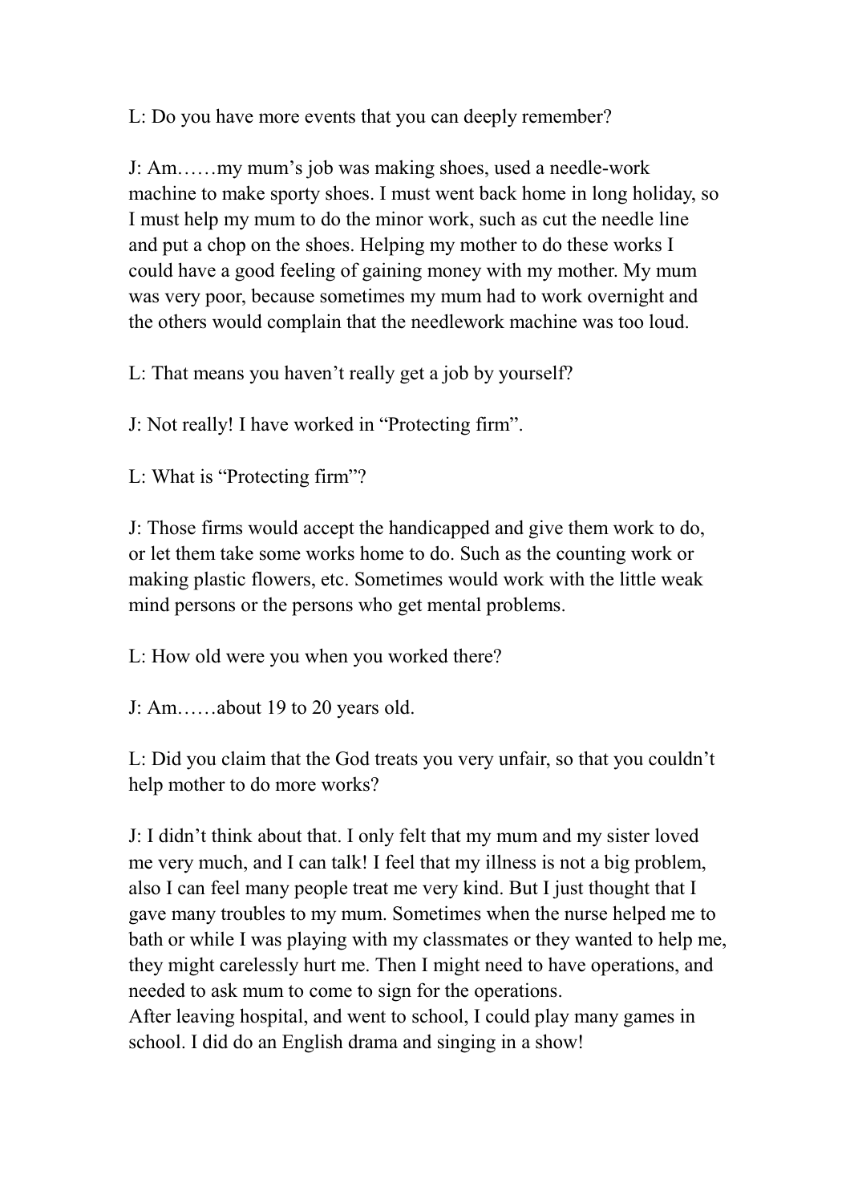L: Do you have more events that you can deeply remember?

J: Am……my mum's job was making shoes, used a needle-work machine to make sporty shoes. I must went back home in long holiday, so I must help my mum to do the minor work, such as cut the needle line and put a chop on the shoes. Helping my mother to do these works I could have a good feeling of gaining money with my mother. My mum was very poor, because sometimes my mum had to work overnight and the others would complain that the needlework machine was too loud.

L: That means you haven't really get a job by yourself?

J: Not really! I have worked in "Protecting firm".

L: What is "Protecting firm"?

J: Those firms would accept the handicapped and give them work to do, or let them take some works home to do. Such as the counting work or making plastic flowers, etc. Sometimes would work with the little weak mind persons or the persons who get mental problems.

L: How old were you when you worked there?

J: Am……about 19 to 20 years old.

L: Did you claim that the God treats you very unfair, so that you couldn't help mother to do more works?

J: I didn't think about that. I only felt that my mum and my sister loved me very much, and I can talk! I feel that my illness is not a big problem, also I can feel many people treat me very kind. But I just thought that I gave many troubles to my mum. Sometimes when the nurse helped me to bath or while I was playing with my classmates or they wanted to help me, they might carelessly hurt me. Then I might need to have operations, and needed to ask mum to come to sign for the operations.
After leaving hospital, and went to school, I could play many games in school. I did do an English drama and singing in a show!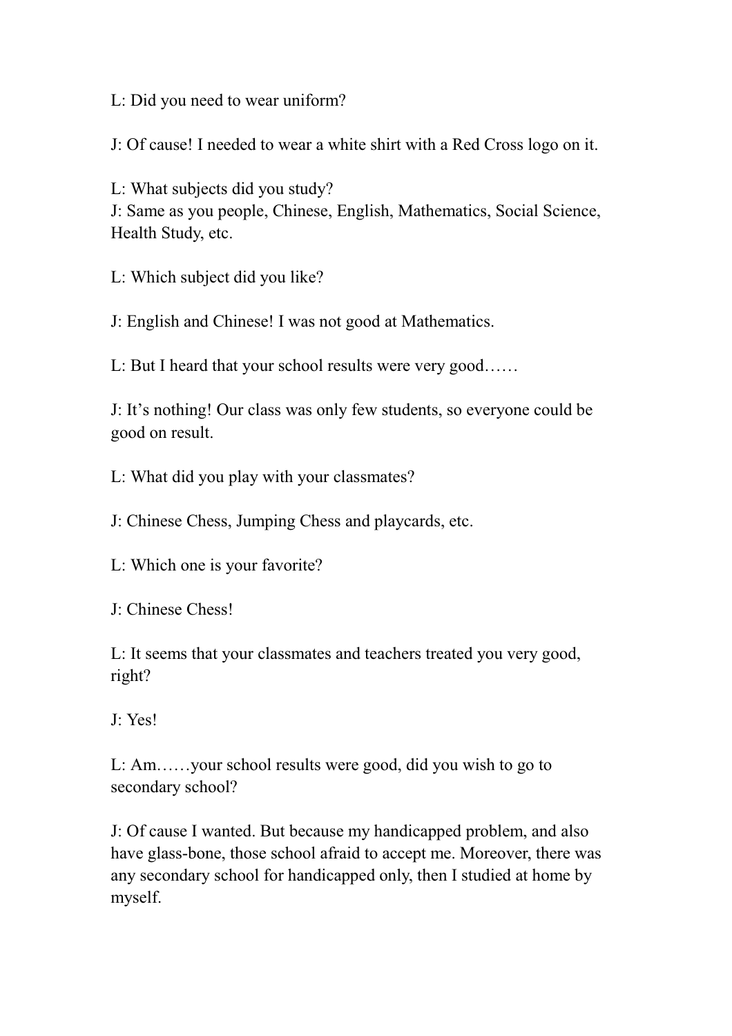L: Did you need to wear uniform?

J: Of cause! I needed to wear a white shirt with a Red Cross logo on it.

L: What subjects did you study?
J: Same as you people, Chinese, English, Mathematics, Social Science, Health Study, etc.

L: Which subject did you like?

J: English and Chinese! I was not good at Mathematics.

L: But I heard that your school results were very good……

J: It's nothing! Our class was only few students, so everyone could be good on result.

L: What did you play with your classmates?

J: Chinese Chess, Jumping Chess and playcards, etc.

L: Which one is your favorite?

J: Chinese Chess!

L: It seems that your classmates and teachers treated you very good, right?

J: Yes!

L: Am……your school results were good, did you wish to go to secondary school?

J: Of cause I wanted. But because my handicapped problem, and also have glass-bone, those school afraid to accept me. Moreover, there was any secondary school for handicapped only, then I studied at home by myself.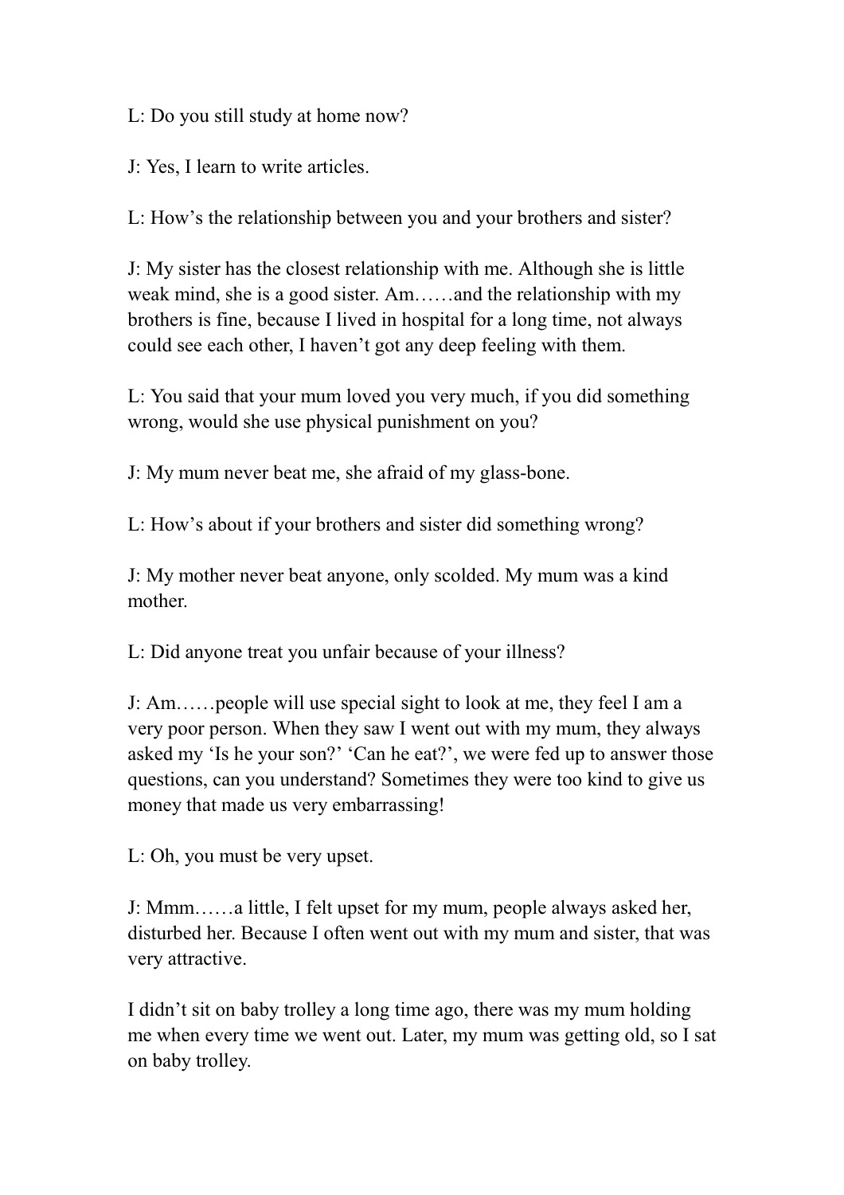L: Do you still study at home now?

J: Yes, I learn to write articles.

L: How's the relationship between you and your brothers and sister?

J: My sister has the closest relationship with me. Although she is little weak mind, she is a good sister. Am……and the relationship with my brothers is fine, because I lived in hospital for a long time, not always could see each other, I haven't got any deep feeling with them.

L: You said that your mum loved you very much, if you did something wrong, would she use physical punishment on you?

J: My mum never beat me, she afraid of my glass-bone.

L: How's about if your brothers and sister did something wrong?

J: My mother never beat anyone, only scolded. My mum was a kind mother.

L: Did anyone treat you unfair because of your illness?

J: Am……people will use special sight to look at me, they feel I am a very poor person. When they saw I went out with my mum, they always asked my 'Is he your son?' 'Can he eat?', we were fed up to answer those questions, can you understand? Sometimes they were too kind to give us money that made us very embarrassing!

L: Oh, you must be very upset.

J: Mmm……a little, I felt upset for my mum, people always asked her, disturbed her. Because I often went out with my mum and sister, that was very attractive.

I didn't sit on baby trolley a long time ago, there was my mum holding me when every time we went out. Later, my mum was getting old, so I sat on baby trolley.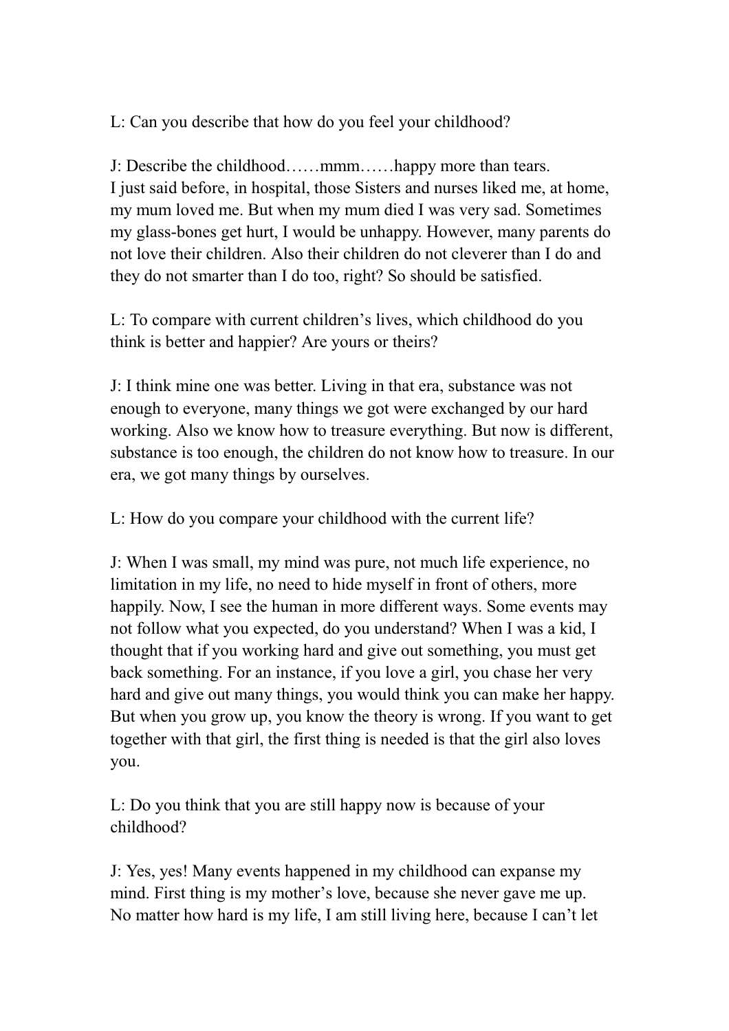L: Can you describe that how do you feel your childhood?

J: Describe the childhood……mmm……happy more than tears.
I just said before, in hospital, those Sisters and nurses liked me, at home, my mum loved me. But when my mum died I was very sad. Sometimes my glass-bones get hurt, I would be unhappy. However, many parents do not love their children. Also their children do not cleverer than I do and they do not smarter than I do too, right? So should be satisfied.

L: To compare with current children's lives, which childhood do you think is better and happier? Are yours or theirs?

J: I think mine one was better. Living in that era, substance was not enough to everyone, many things we got were exchanged by our hard working. Also we know how to treasure everything. But now is different, substance is too enough, the children do not know how to treasure. In our era, we got many things by ourselves.

L: How do you compare your childhood with the current life?

J: When I was small, my mind was pure, not much life experience, no limitation in my life, no need to hide myself in front of others, more happily. Now, I see the human in more different ways. Some events may not follow what you expected, do you understand? When I was a kid, I thought that if you working hard and give out something, you must get back something. For an instance, if you love a girl, you chase her very hard and give out many things, you would think you can make her happy. But when you grow up, you know the theory is wrong. If you want to get together with that girl, the first thing is needed is that the girl also loves you.

L: Do you think that you are still happy now is because of your childhood?

J: Yes, yes! Many events happened in my childhood can expanse my mind. First thing is my mother's love, because she never gave me up. No matter how hard is my life, I am still living here, because I can't let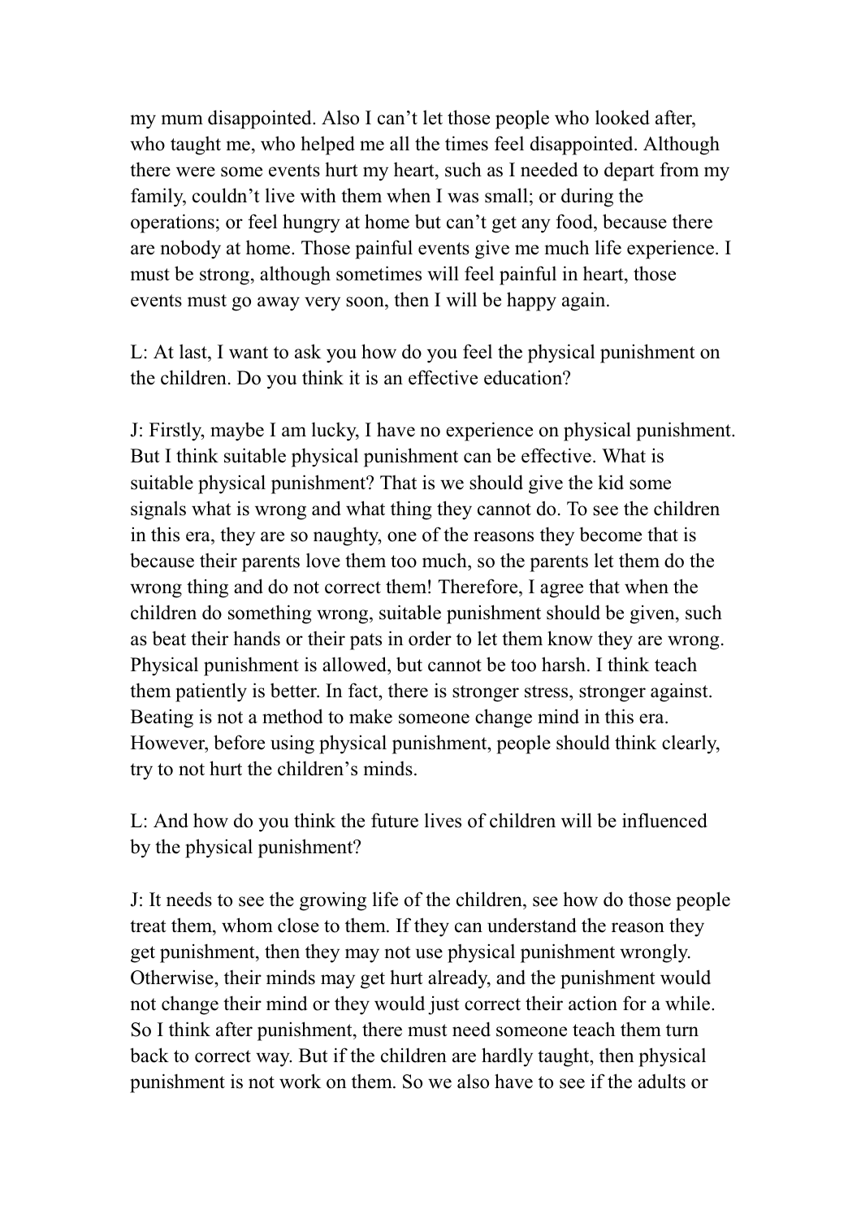my mum disappointed. Also I can't let those people who looked after, who taught me, who helped me all the times feel disappointed. Although there were some events hurt my heart, such as I needed to depart from my family, couldn't live with them when I was small; or during the operations; or feel hungry at home but can't get any food, because there are nobody at home. Those painful events give me much life experience. I must be strong, although sometimes will feel painful in heart, those events must go away very soon, then I will be happy again.

L: At last, I want to ask you how do you feel the physical punishment on the children. Do you think it is an effective education?

J: Firstly, maybe I am lucky, I have no experience on physical punishment. But I think suitable physical punishment can be effective. What is suitable physical punishment? That is we should give the kid some signals what is wrong and what thing they cannot do. To see the children in this era, they are so naughty, one of the reasons they become that is because their parents love them too much, so the parents let them do the wrong thing and do not correct them! Therefore, I agree that when the children do something wrong, suitable punishment should be given, such as beat their hands or their pats in order to let them know they are wrong. Physical punishment is allowed, but cannot be too harsh. I think teach them patiently is better. In fact, there is stronger stress, stronger against. Beating is not a method to make someone change mind in this era. However, before using physical punishment, people should think clearly, try to not hurt the children's minds.

L: And how do you think the future lives of children will be influenced by the physical punishment?

J: It needs to see the growing life of the children, see how do those people treat them, whom close to them. If they can understand the reason they get punishment, then they may not use physical punishment wrongly. Otherwise, their minds may get hurt already, and the punishment would not change their mind or they would just correct their action for a while. So I think after punishment, there must need someone teach them turn back to correct way. But if the children are hardly taught, then physical punishment is not work on them. So we also have to see if the adults or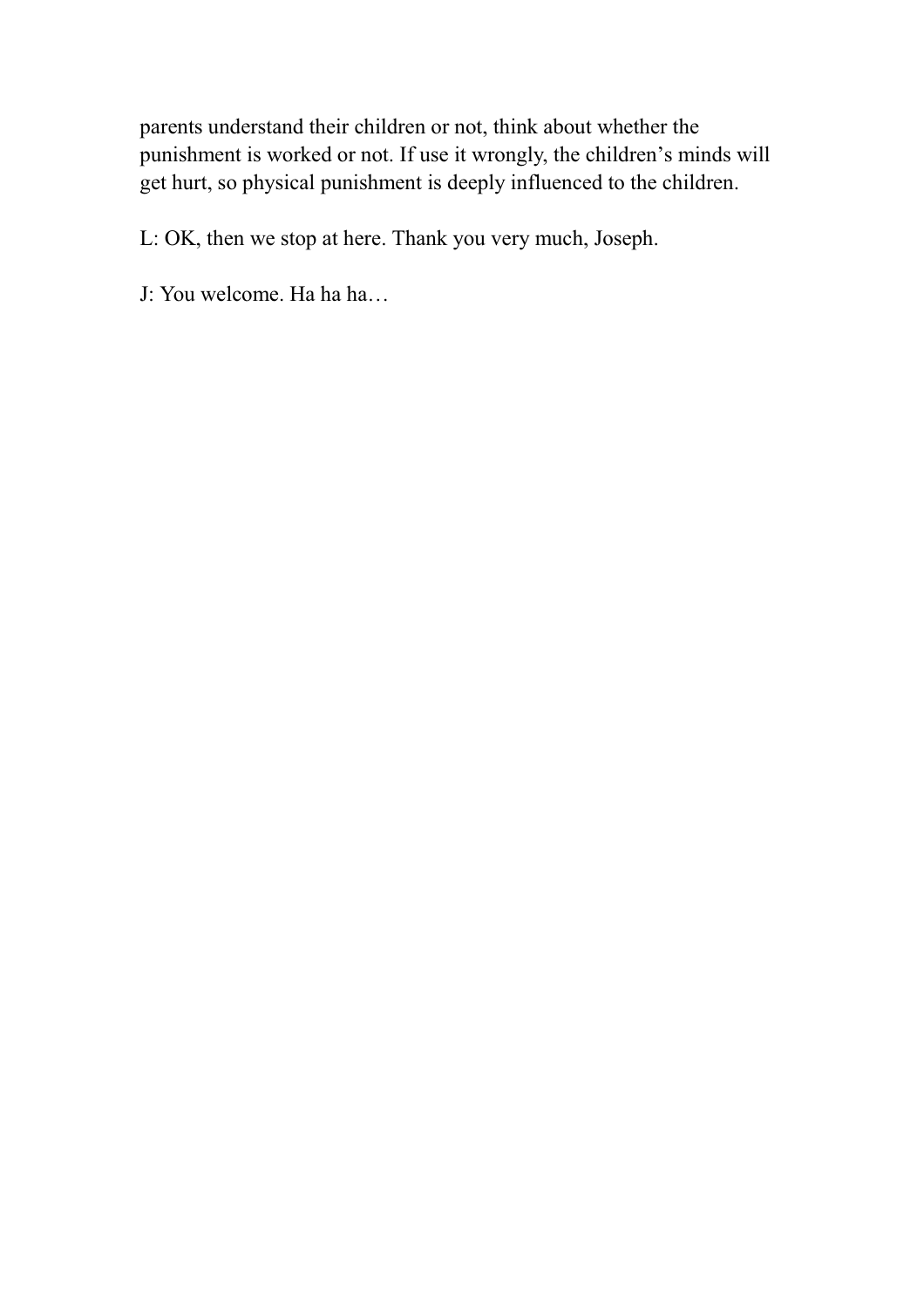parents understand their children or not, think about whether the punishment is worked or not. If use it wrongly, the children's minds will get hurt, so physical punishment is deeply influenced to the children.

L: OK, then we stop at here. Thank you very much, Joseph.

J: You welcome. Ha ha ha…